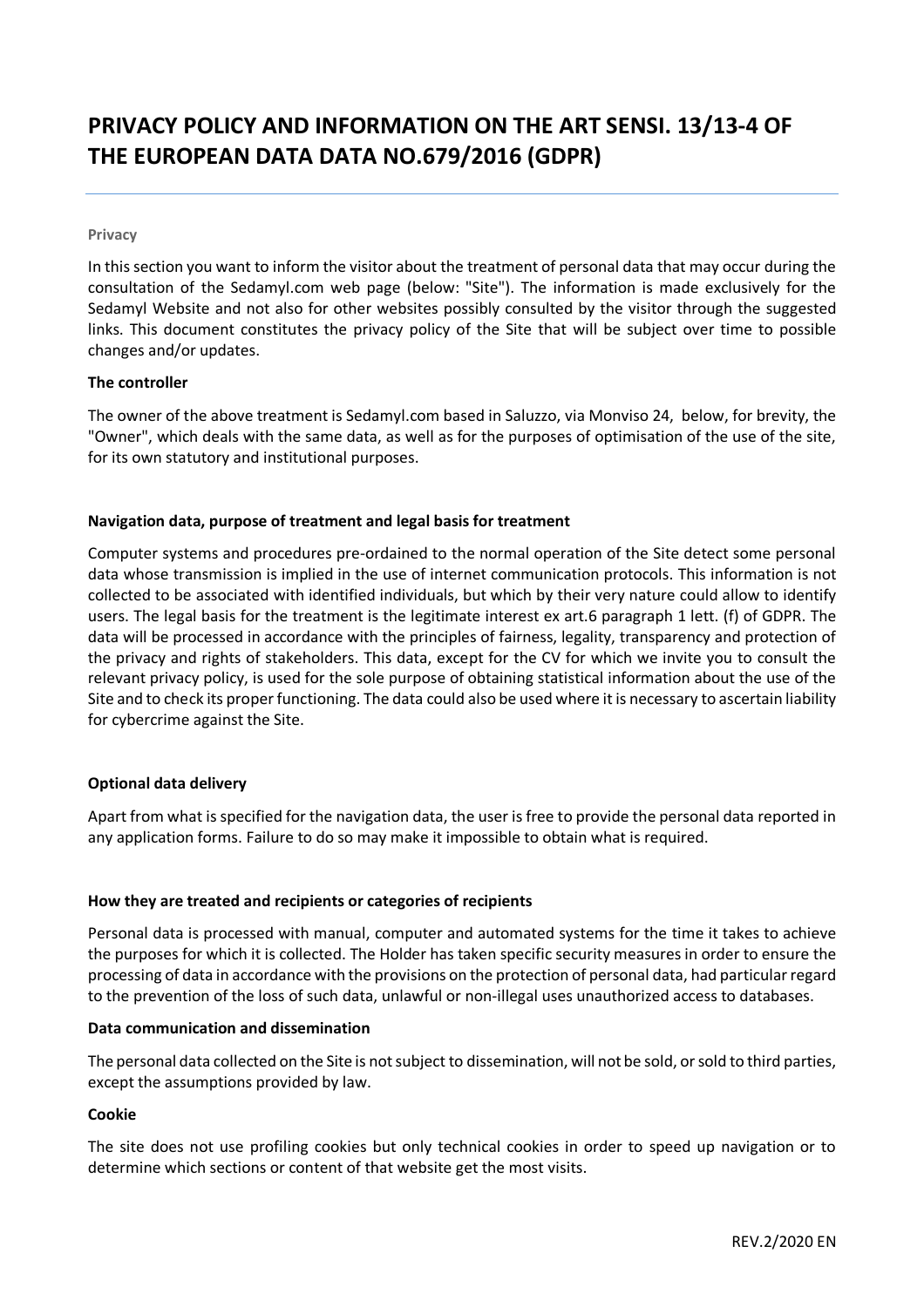# PRIVACY POLICY AND INFORMATION ON THE ART SENSI. 13/13-4 OF THE EUROPEAN DATA DATA NO.679/2016 (GDPR)

**Privacy**

In this section you want to inform the visitor about the treatment of personal data that may occur during the consultation of the Sedamyl.com web page (below: "Site"). The information is made exclusively for the Sedamyl Website and not also for other websites possibly consulted by the visitor through the suggested links. This document constitutes the privacy policy of the Site that will be subject over time to possible changes and/or updates.

**The controller**

The owner of the above treatment is Sedamyl.com based in Saluzzo, via Monviso 24, below, for brevity, the "Owner", which deals with the same data, as well as for the purposes of optimisation of the use of the site, for its own statutory and institutional purposes.

**Navigation data, purpose of treatment and legal basis for treatment**

Computer systems and procedures pre-ordained to the normal operation of the Site detect some personal data whose transmission is implied in the use of internet communication protocols. This information is not collected to be associated with identified individuals, but which by their very nature could allow to identify users. The legal basis for the treatment is the legitimate interest ex art.6 paragraph 1 lett. (f) of GDPR. The data will be processed in accordance with the principles of fairness, legality, transparency and protection of the privacy and rights of stakeholders. This data, except for the CV for which we invite you to consult the relevant privacy policy, is used for the sole purpose of obtaining statistical information about the use of the Site and to check its proper functioning. The data could also be used where it is necessary to ascertain liability for cybercrime against the Site.

**Optional data delivery**

Apart from what is specified for the navigation data, the user is free to provide the personal data reported in any application forms. Failure to do so may make it impossible to obtain what is required.

**How they are treated and recipients or categories of recipients**

Personal data is processed with manual, computer and automated systems for the time it takes to achieve the purposes for which it is collected. The Holder has taken specific security measures in order to ensure the processing of data in accordance with the provisions on the protection of personal data, had particular regard to the prevention of the loss of such data, unlawful or non-illegal uses unauthorized access to databases.

**Data communication and dissemination**

The personal data collected on the Site is not subject to dissemination, will not be sold, or sold to third parties, except the assumptions provided by law.

**Cookie**

The site does not use profiling cookies but only technical cookies in order to speed up navigation or to determine which sections or content of that website get the most visits.

REV.2/2020 EN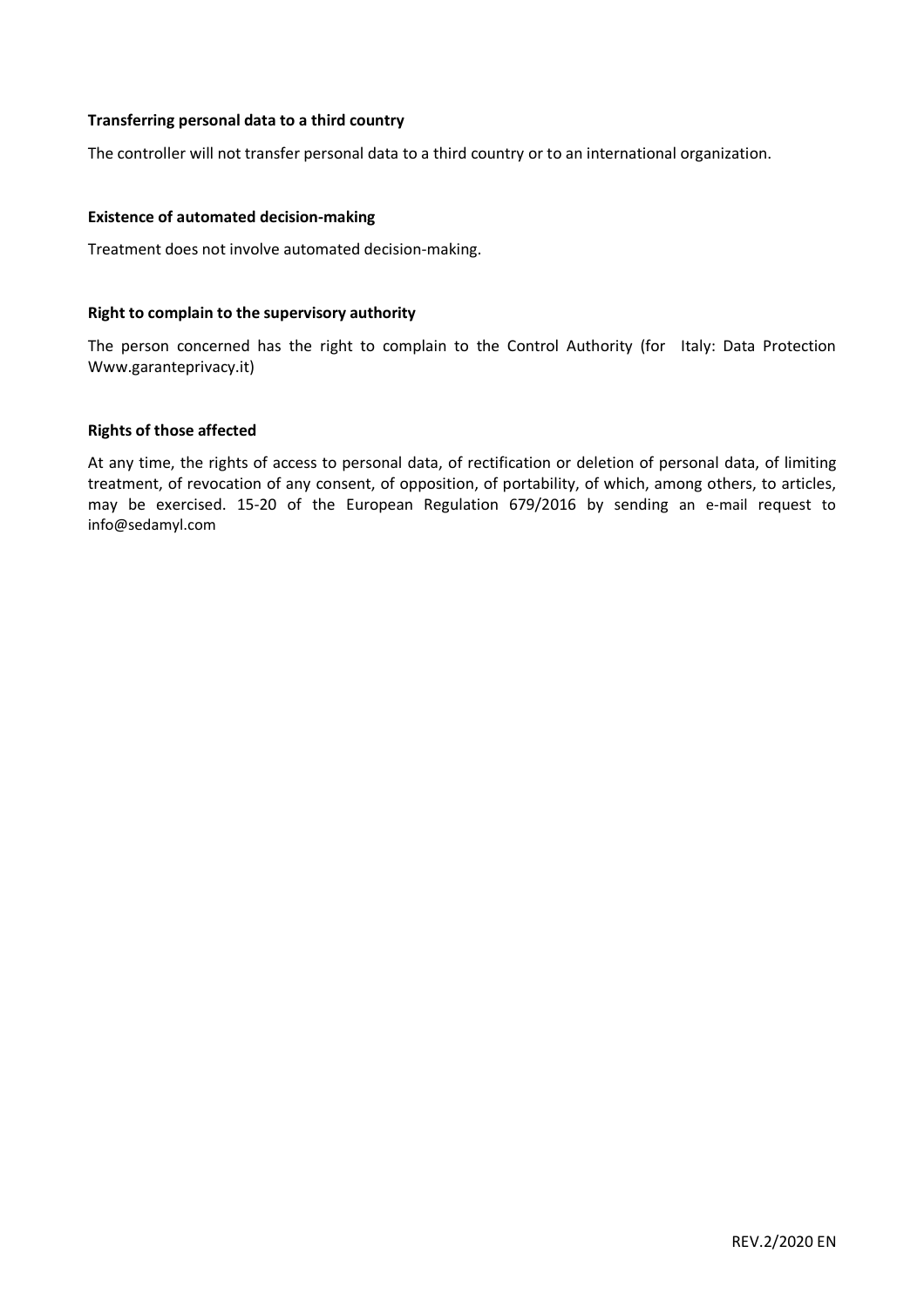**Transferring personal data to a third country**

The controller will not transfer personal data to a third country or to an international organization.

**Existence of automated decision-making**

Treatment does not involve automated decision-making.

**Right to complain to the supervisory authority**

The person concerned has the right to complain to the Control Authority (for Italy: Data Protection Www.garanteprivacy.it)

**Rights of those affected**

At any time, the rights of access to personal data, of rectification or deletion of personal data, of limiting treatment, of revocation of any consent, of opposition, of portability, of which, among others, to articles, may be exercised. 15-20 of the European Regulation 679/2016 by sending an e-mail request to info@sedamyl.com

REV.2/2020 EN